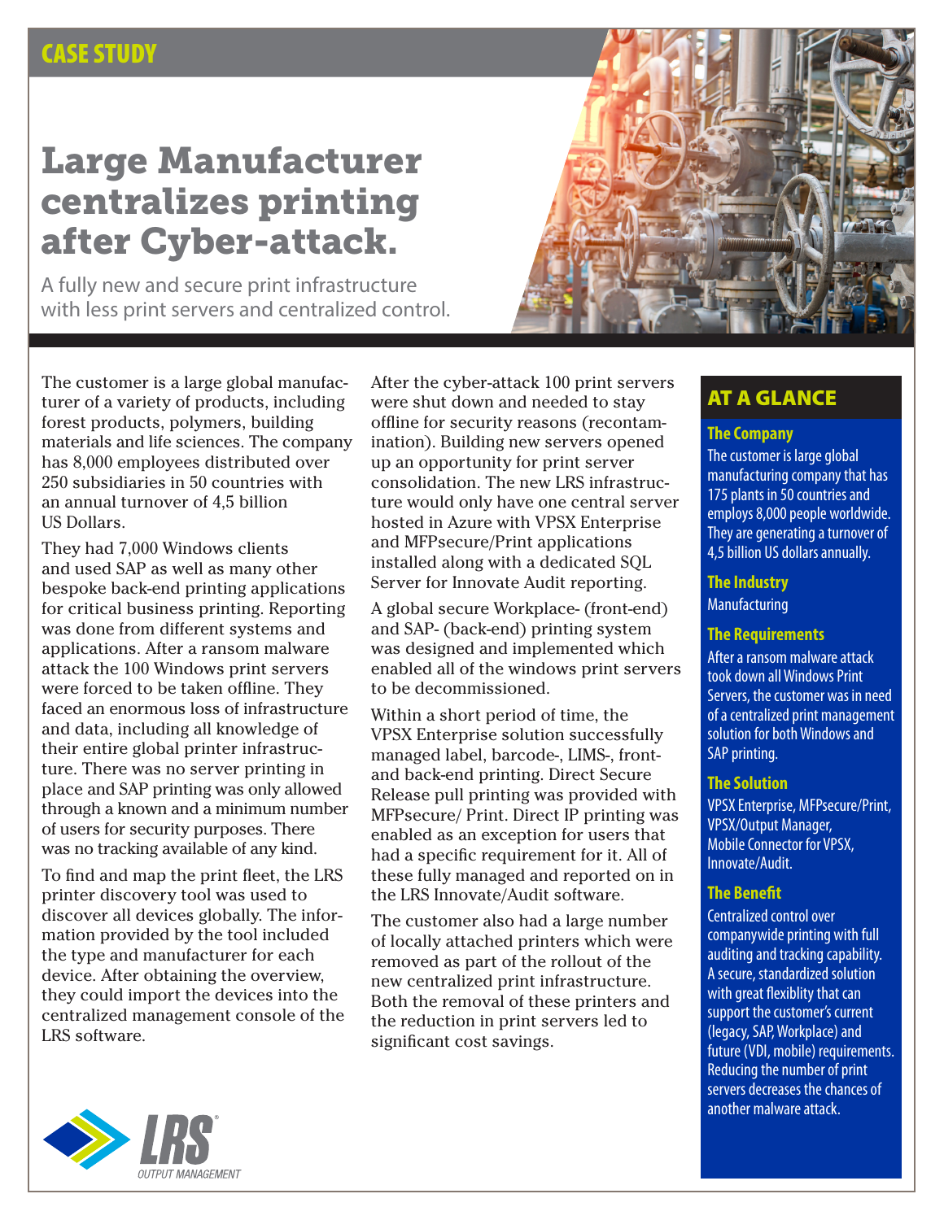CASE STUDY

# Large Manufacturer centralizes printing after Cyber-attack.

A fully new and secure print infrastructure with less print servers and centralized control.

The customer is a large global manufacturer of a variety of products, including forest products, polymers, building materials and life sciences. The company has 8,000 employees distributed over 250 subsidiaries in 50 countries with an annual turnover of 4,5 billion US Dollars.

They had 7,000 Windows clients and used SAP as well as many other bespoke back-end printing applications for critical business printing. Reporting was done from different systems and applications. After a ransom malware attack the 100 Windows print servers were forced to be taken offline. They faced an enormous loss of infrastructure and data, including all knowledge of their entire global printer infrastructure. There was no server printing in place and SAP printing was only allowed through a known and a minimum number of users for security purposes. There was no tracking available of any kind.

To find and map the print fleet, the LRS printer discovery tool was used to discover all devices globally. The information provided by the tool included the type and manufacturer for each device. After obtaining the overview, they could import the devices into the centralized management console of the LRS software.

After the cyber-attack 100 print servers were shut down and needed to stay offline for security reasons (recontamination). Building new servers opened up an opportunity for print server consolidation. The new LRS infrastructure would only have one central server hosted in Azure with VPSX Enterprise and MFPsecure/Print applications installed along with a dedicated SQL Server for Innovate Audit reporting.

A global secure Workplace- (front-end) and SAP- (back-end) printing system was designed and implemented which enabled all of the windows print servers to be decommissioned.

Within a short period of time, the VPSX Enterprise solution successfully managed label, barcode-, LIMS-, front- and back-end printing. Direct Secure Release pull printing was provided with MFPsecure/ Print. Direct IP printing was enabled as an exception for users that had a specific requirement for it. All of these fully managed and reported on in the LRS Innovate/Audit software.

The customer also had a large number of locally attached printers which were removed as part of the rollout of the new centralized print infrastructure. Both the removal of these printers and the reduction in print servers led to significant cost savings.

## AT A GLANCE

### The Company

The customer is large global manufacturing company that has 175 plants in 50 countries and employs 8,000 people worldwide. They are generating a turnover of 4,5 billion US dollars annually.

### The Industry

Manufacturing

### The Requirements

After a ransom malware attack took down all Windows Print Servers, the customer was in need of a centralized print management solution for both Windows and SAP printing.

### The Solution

VPSX Enterprise, MFPsecure/Print, VPSX/Output Manager, Mobile Connector for VPSX, Innovate/Audit.

### The Benefit

Centralized control over companywide printing with full auditing and tracking capability. A secure, standardized solution with great flexiblity that can support the customer's current (legacy, SAP, Workplace) and future (VDI, mobile) requirements. Reducing the number of print servers decreases the chances of another malware attack.

LRS® OUTPUT MANAGEMENT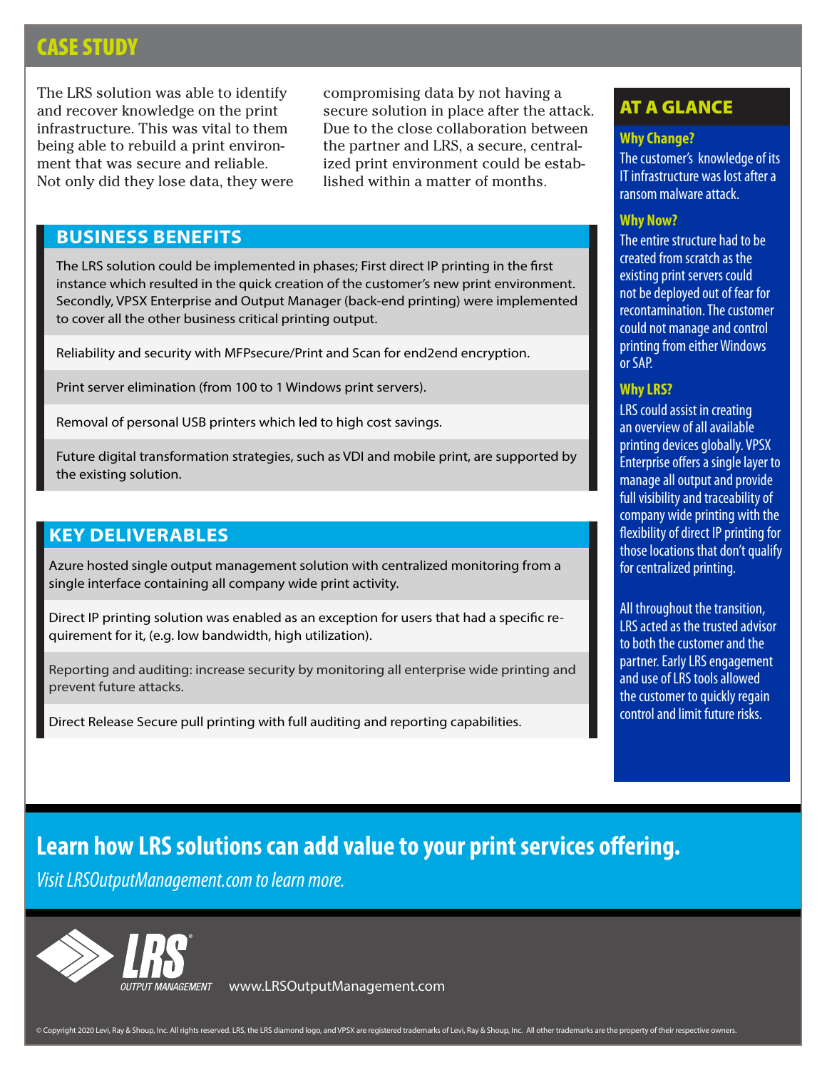## CASE STUDY

The LRS solution was able to identify and recover knowledge on the print infrastructure. This was vital to them being able to rebuild a print environment that was secure and reliable. Not only did they lose data, they were compromising data by not having a secure solution in place after the attack. Due to the close collaboration between the partner and LRS, a secure, centralized print environment could be established within a matter of months.

### BUSINESS BENEFITS

- The LRS solution could be implemented in phases; First direct IP printing in the first instance which resulted in the quick creation of the customer's new print environment. Secondly, VPSX Enterprise and Output Manager (back-end printing) were implemented to cover all the other business critical printing output.
- Reliability and security with MFPsecure/Print and Scan for end2end encryption.
- Print server elimination (from 100 to 1 Windows print servers).
- Removal of personal USB printers which led to high cost savings.
- Future digital transformation strategies, such as VDI and mobile print, are supported by the existing solution.

### KEY DELIVERABLES

- Azure hosted single output management solution with centralized monitoring from a single interface containing all company wide print activity.
- Direct IP printing solution was enabled as an exception for users that had a specific requirement for it, (e.g. low bandwidth, high utilization).
- Reporting and auditing: increase security by monitoring all enterprise wide printing and prevent future attacks.
- Direct Release Secure pull printing with full auditing and reporting capabilities.

### AT A GLANCE

**Why Change?**

The customer's knowledge of its IT infrastructure was lost after a ransom malware attack.

**Why Now?**

The entire structure had to be created from scratch as the existing print servers could not be deployed out of fear for recontamination. The customer could not manage and control printing from either Windows or SAP.

**Why LRS?**

LRS could assist in creating an overview of all available printing devices globally. VPSX Enterprise offers a single layer to manage all output and provide full visibility and traceability of company wide printing with the flexibility of direct IP printing for those locations that don't qualify for centralized printing.

All throughout the transition, LRS acted as the trusted advisor to both the customer and the partner. Early LRS engagement and use of LRS tools allowed the customer to quickly regain control and limit future risks.

## Learn how LRS solutions can add value to your print services offering.

*Visit LRSOutputManagement.com to learn more.*

LRS® OUTPUT MANAGEMENT

www.LRSOutputManagement.com

© Copyright 2020 Levi, Ray & Shoup, Inc. All rights reserved. LRS, the LRS diamond logo, and VPSX are registered trademarks of Levi, Ray & Shoup, Inc. All other trademarks are the property of their respective owners.